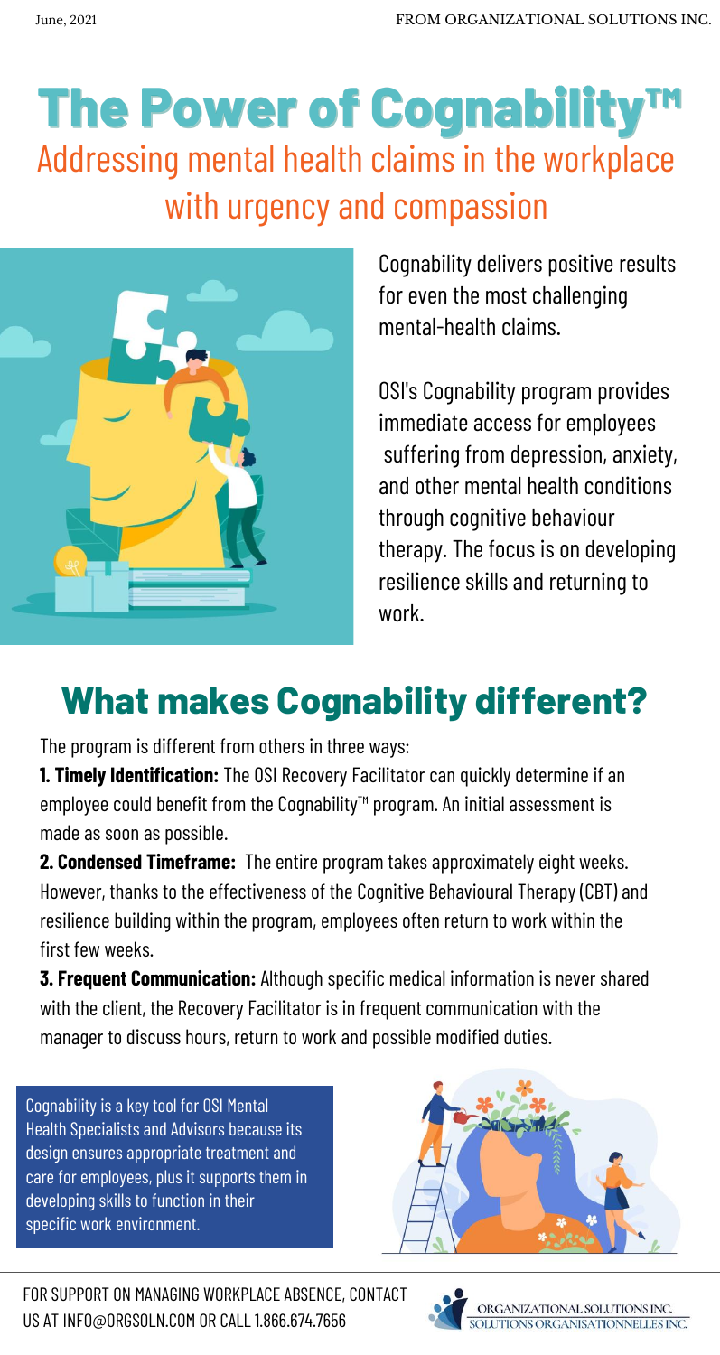# The Power of Cognability™

## Addressing mental health claims in the workplace with urgency and compassion

Cognability delivers positive results for even the most challenging mental-health claims.

OSI's Cognability program provides immediate access for employees suffering from depression, anxiety, and other mental health conditions through cognitive behaviour therapy. The focus is on developing resilience skills and returning to work.

## What makes Cognability different?

The program is different from others in three ways:

**1. Timely Identification:** The OSI Recovery Facilitator can quickly determine if an employee could benefit from the Cognability™ program. An initial assessment is made as soon as possible.

**2. Condensed Timeframe:** The entire program takes approximately eight weeks. However, thanks to the effectiveness of the Cognitive Behavioural Therapy (CBT) and resilience building within the program, employees often return to work within the first few weeks.

**3. Frequent Communication:** Although specific medical information is never shared with the client, the Recovery Facilitator is in frequent communication with the manager to discuss hours, return to work and possible modified duties.

Cognability is a key tool for OSI Mental Health Specialists and Advisors because its design ensures appropriate treatment and care for employees, plus it supports them in developing skills to function in their specific work environment.

FOR SUPPORT ON MANAGING WORKPLACE ABSENCE, CONTACT US AT INFO@ORGSOLN.COM OR CALL 1.866.674.7656

ORGANIZATIONAL SOLUTIONS INC.
SOLUTIONS ORGANISATIONNELLES INC.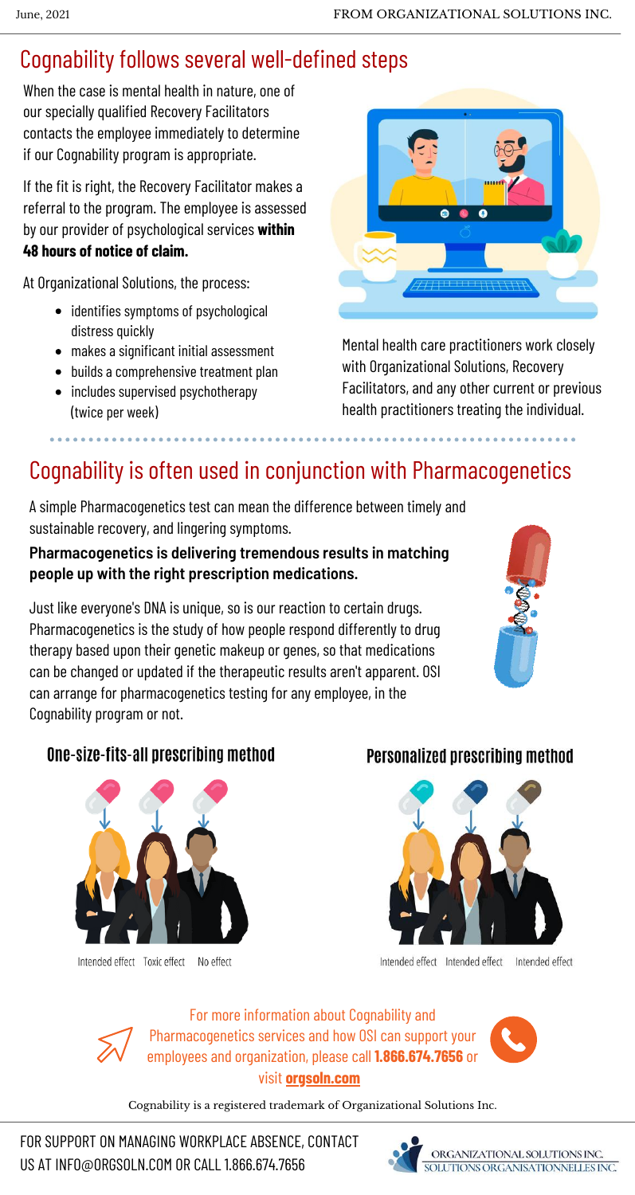## Cognability follows several well-defined steps

When the case is mental health in nature, one of our specially qualified Recovery Facilitators contacts the employee immediately to determine if our Cognability program is appropriate.

If the fit is right, the Recovery Facilitator makes a referral to the program. The employee is assessed by our provider of psychological services **within 48 hours of notice of claim.**

At Organizational Solutions, the process:

- identifies symptoms of psychological distress quickly
- makes a significant initial assessment
- builds a comprehensive treatment plan
- includes supervised psychotherapy (twice per week)

Mental health care practitioners work closely with Organizational Solutions, Recovery Facilitators, and any other current or previous health practitioners treating the individual.

## Cognability is often used in conjunction with Pharmacogenetics

A simple Pharmacogenetics test can mean the difference between timely and sustainable recovery, and lingering symptoms.

**Pharmacogenetics is delivering tremendous results in matching people up with the right prescription medications.**

Just like everyone's DNA is unique, so is our reaction to certain drugs. Pharmacogenetics is the study of how people respond differently to drug therapy based upon their genetic makeup or genes, so that medications can be changed or updated if the therapeutic results aren't apparent. OSI can arrange for pharmacogenetics testing for any employee, in the Cognability program or not.

### One-size-fits-all prescribing method

Intended effect Toxic effect No effect

### Personalized prescribing method

Intended effect Intended effect Intended effect

For more information about Cognability and Pharmacogenetics services and how OSI can support your employees and organization, please call **1.866.674.7656** or visit **orgsoln.com**

Cognability is a registered trademark of Organizational Solutions Inc.

FOR SUPPORT ON MANAGING WORKPLACE ABSENCE, CONTACT US AT INFO@ORGSOLN.COM OR CALL 1.866.674.7656